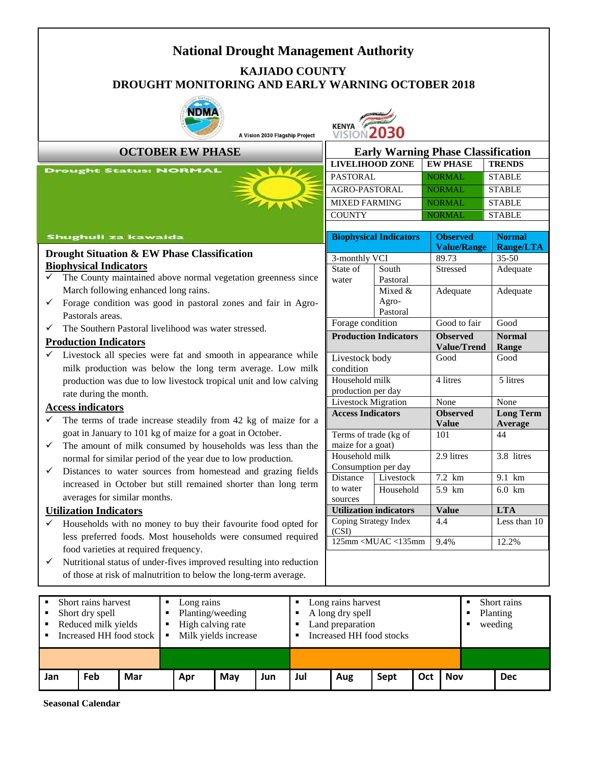# National Drought Management Authority

## KAJIADO COUNTY
## DROUGHT MONITORING AND EARLY WARNING OCTOBER 2018

A Vision 2030 Flagship Project

### OCTOBER EW PHASE

Drought Status: NORMAL

Shughuli za kawaida

### Drought Situation & EW Phase Classification

**Biophysical Indicators**

- ✓ The County maintained above normal vegetation greenness since March following enhanced long rains.
- ✓ Forage condition was good in pastoral zones and fair in Agro-Pastorals areas.
- ✓ The Southern Pastoral livelihood was water stressed.

**Production Indicators**

- ✓ Livestock all species were fat and smooth in appearance while milk production was below the long term average. Low milk production was due to low livestock tropical unit and low calving rate during the month.

**Access indicators**

- ✓ The terms of trade increase steadily from 42 kg of maize for a goat in January to 101 kg of maize for a goat in October.
- ✓ The amount of milk consumed by households was less than the normal for similar period of the year due to low production.
- ✓ Distances to water sources from homestead and grazing fields increased in October but still remained shorter than long term averages for similar months.

**Utilization Indicators**

- ✓ Households with no money to buy their favourite food opted for less preferred foods. Most households were consumed required food varieties at required frequency.
- ✓ Nutritional status of under-fives improved resulting into reduction of those at risk of malnutrition to below the long-term average.

### Early Warning Phase Classification

| LIVELIHOOD ZONE | EW PHASE | TRENDS |
|---|---|---|
| PASTORAL | NORMAL | STABLE |
| AGRO-PASTORAL | NORMAL | STABLE |
| MIXED FARMING | NORMAL | STABLE |
| COUNTY | NORMAL | STABLE |

| Biophysical Indicators | | Observed Value/Range | Normal Range/LTA |
|---|---|---|---|
| 3-monthly VCI | | 89.73 | 35-50 |
| State of water | South Pastoral | Stressed | Adequate |
| | Mixed & Agro-Pastoral | Adequate | Adequate |
| Forage condition | | Good to fair | Good |
| **Production Indicators** | | **Observed Value/Trend** | **Normal Range** |
| Livestock body condition | | Good | Good |
| Household milk production per day | | 4 litres | 5 litres |
| Livestock Migration | | None | None |
| **Access Indicators** | | **Observed Value** | **Long Term Average** |
| Terms of trade (kg of maize for a goat) | | 101 | 44 |
| Household milk Consumption per day | | 2.9 litres | 3.8 litres |
| Distance to water sources | Livestock | 7.2 km | 9.1 km |
| | Household | 5.9 km | 6.0 km |
| **Utilization indicators** | | **Value** | **LTA** |
| Coping Strategy Index (CSI) | | 4.4 | Less than 10 |
| 125mm <MUAC <135mm | | 9.4% | 12.2% |

| Jan – Mar | Apr – Jun | Jul – Nov | Nov – Dec |
|---|---|---|---|
| Short rains harvest; Short dry spell; Reduced milk yields; Increased HH food stock | Long rains; Planting/weeding; High calving rate; Milk yields increase | Long rains harvest; A long dry spell; Land preparation; Increased HH food stocks | Short rains; Planting; weeding |

| Jan | Feb | Mar | Apr | May | Jun | Jul | Aug | Sept | Oct | Nov | Dec |
|---|---|---|---|---|---|---|---|---|---|---|---|

**Seasonal Calendar**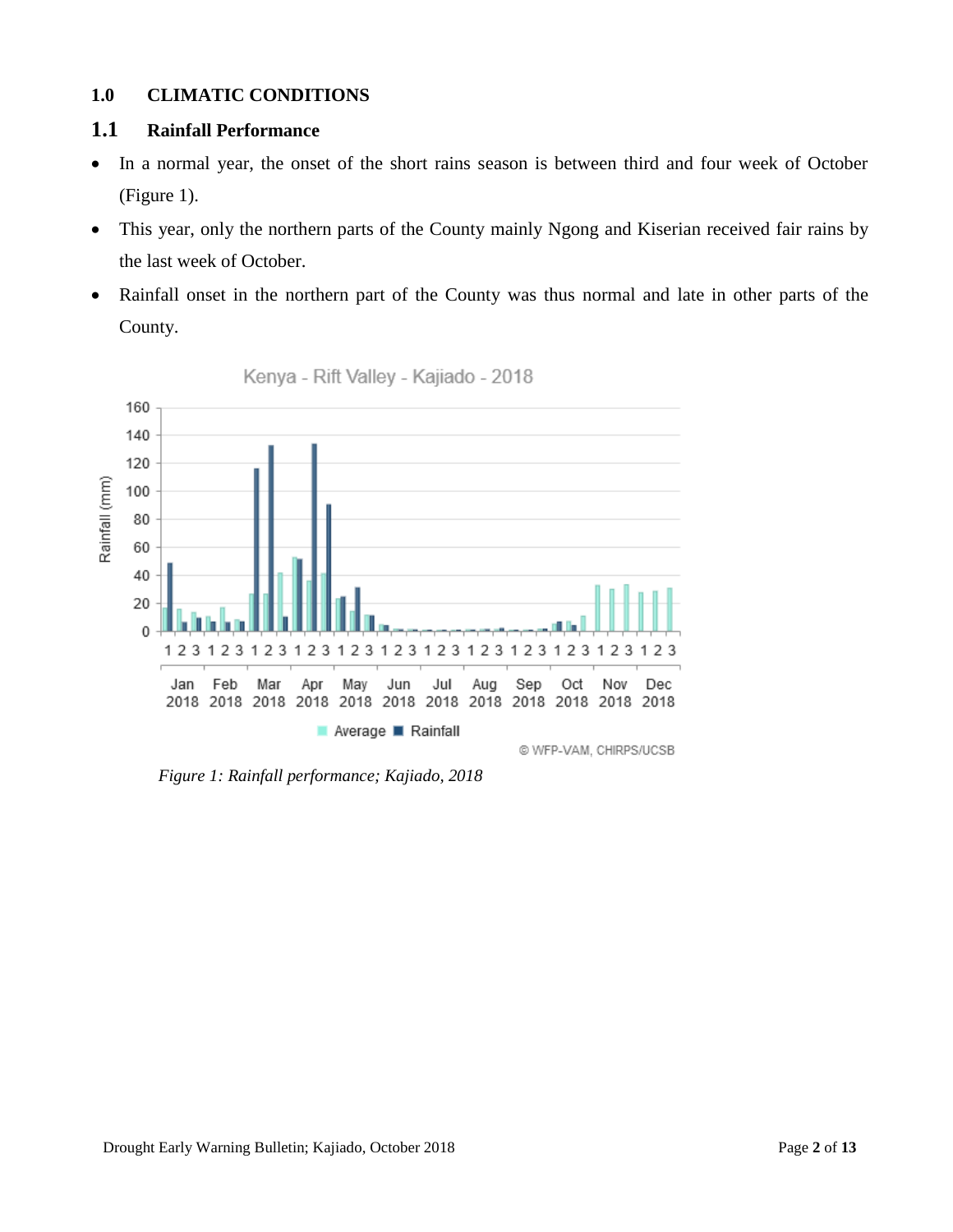## 1.0 CLIMATIC CONDITIONS

### 1.1 Rainfall Performance

- In a normal year, the onset of the short rains season is between third and four week of October (Figure 1).
- This year, only the northern parts of the County mainly Ngong and Kiserian received fair rains by the last week of October.
- Rainfall onset in the northern part of the County was thus normal and late in other parts of the County.

*Figure 1: Rainfall performance; Kajiado, 2018*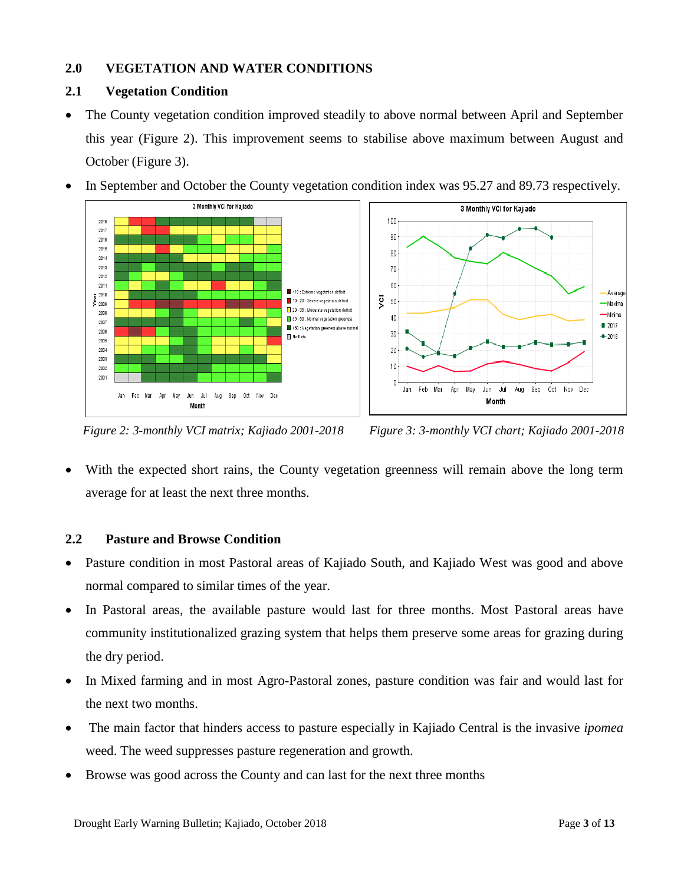## 2.0 VEGETATION AND WATER CONDITIONS

### 2.1 Vegetation Condition

- The County vegetation condition improved steadily to above normal between April and September this year (Figure 2). This improvement seems to stabilise above maximum between August and October (Figure 3).
- In September and October the County vegetation condition index was 95.27 and 89.73 respectively.

*Figure 2: 3-monthly VCI matrix; Kajiado 2001-2018*

*Figure 3: 3-monthly VCI chart; Kajiado 2001-2018*

- With the expected short rains, the County vegetation greenness will remain above the long term average for at least the next three months.

### 2.2 Pasture and Browse Condition

- Pasture condition in most Pastoral areas of Kajiado South, and Kajiado West was good and above normal compared to similar times of the year.
- In Pastoral areas, the available pasture would last for three months. Most Pastoral areas have community institutionalized grazing system that helps them preserve some areas for grazing during the dry period.
- In Mixed farming and in most Agro-Pastoral zones, pasture condition was fair and would last for the next two months.
- The main factor that hinders access to pasture especially in Kajiado Central is the invasive *ipomea* weed. The weed suppresses pasture regeneration and growth.
- Browse was good across the County and can last for the next three months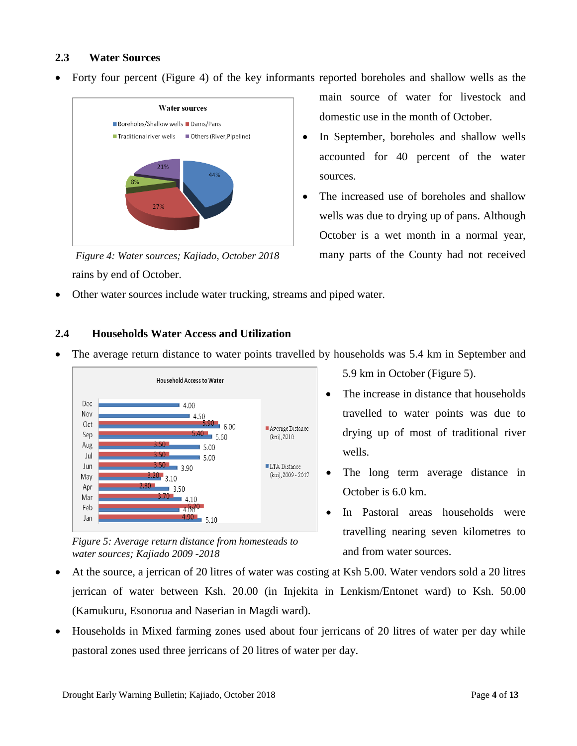### 2.3 Water Sources

- Forty four percent (Figure 4) of the key informants reported boreholes and shallow wells as the main source of water for livestock and domestic use in the month of October.
- In September, boreholes and shallow wells accounted for 40 percent of the water sources.
- The increased use of boreholes and shallow wells was due to drying up of pans. Although October is a wet month in a normal year, many parts of the County had not received rains by end of October.

*Figure 4: Water sources; Kajiado, October 2018*

- Other water sources include water trucking, streams and piped water.

### 2.4 Households Water Access and Utilization

- The average return distance to water points travelled by households was 5.4 km in September and 5.9 km in October (Figure 5).
- The increase in distance that households travelled to water points was due to drying up of most of traditional river wells.
- The long term average distance in October is 6.0 km.
- In Pastoral areas households were travelling nearing seven kilometres to and from water sources.

*Figure 5: Average return distance from homesteads to water sources; Kajiado 2009 -2018*

- At the source, a jerrican of 20 litres of water was costing at Ksh 5.00. Water vendors sold a 20 litres jerrican of water between Ksh. 20.00 (in Injekita in Lenkism/Entonet ward) to Ksh. 50.00 (Kamukuru, Esonorua and Naserian in Magdi ward).
- Households in Mixed farming zones used about four jerricans of 20 litres of water per day while pastoral zones used three jerricans of 20 litres of water per day.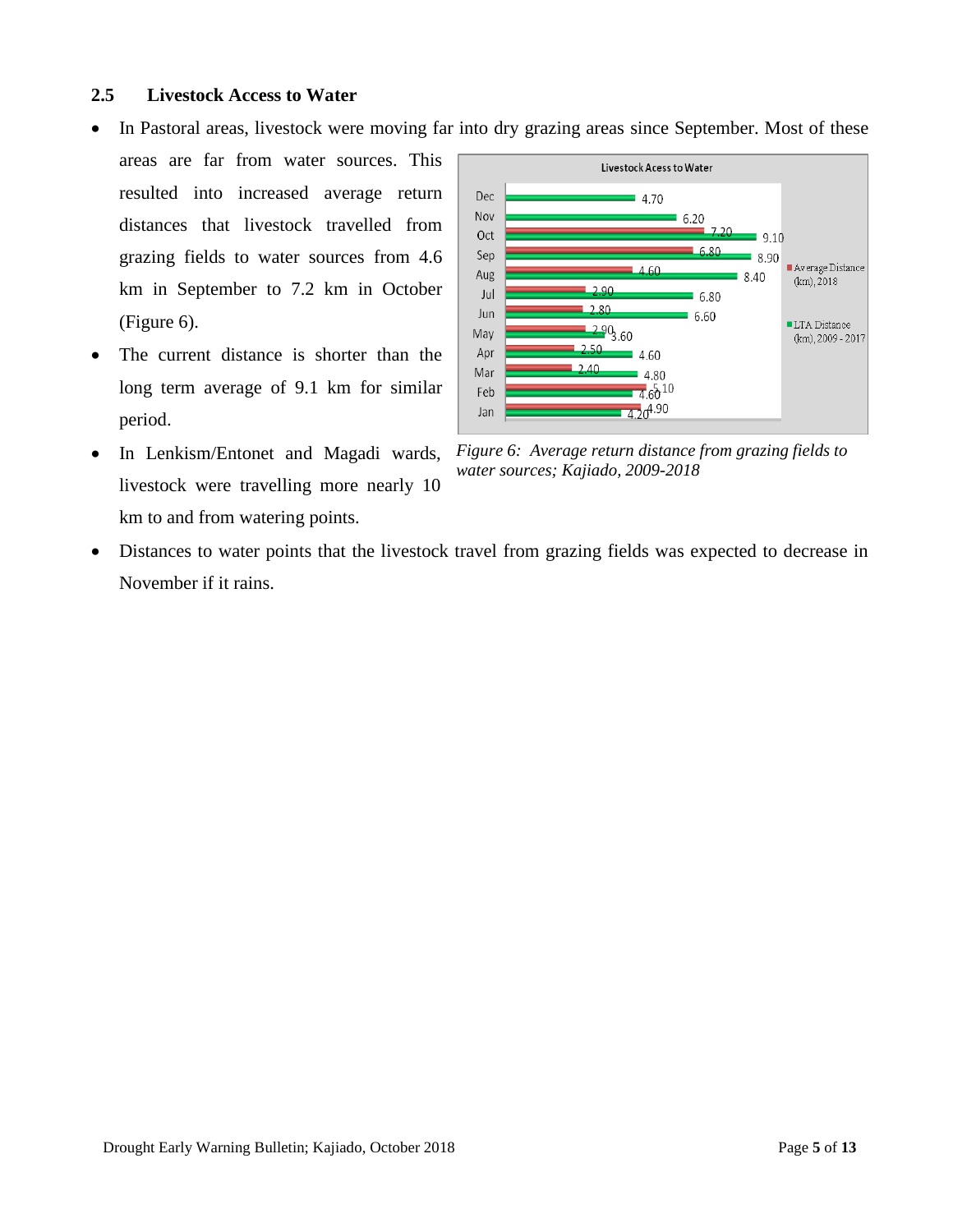### 2.5 Livestock Access to Water

- In Pastoral areas, livestock were moving far into dry grazing areas since September. Most of these areas are far from water sources. This resulted into increased average return distances that livestock travelled from grazing fields to water sources from 4.6 km in September to 7.2 km in October (Figure 6).
- The current distance is shorter than the long term average of 9.1 km for similar period.
- In Lenkism/Entonet and Magadi wards, livestock were travelling more nearly 10 km to and from watering points.

*Figure 6: Average return distance from grazing fields to water sources; Kajiado, 2009-2018*

- Distances to water points that the livestock travel from grazing fields was expected to decrease in November if it rains.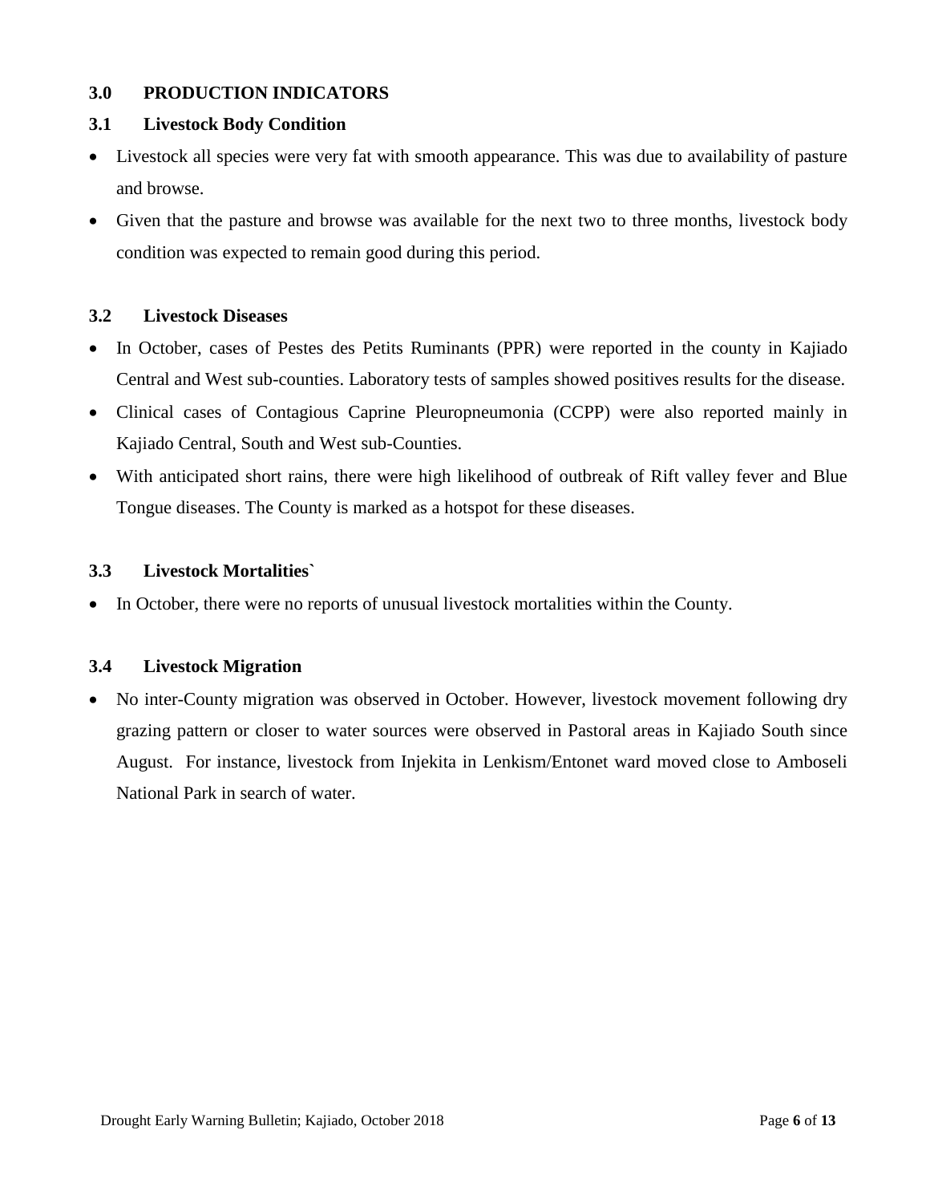## 3.0 PRODUCTION INDICATORS

### 3.1 Livestock Body Condition

- Livestock all species were very fat with smooth appearance. This was due to availability of pasture and browse.
- Given that the pasture and browse was available for the next two to three months, livestock body condition was expected to remain good during this period.

### 3.2 Livestock Diseases

- In October, cases of Pestes des Petits Ruminants (PPR) were reported in the county in Kajiado Central and West sub-counties. Laboratory tests of samples showed positives results for the disease.
- Clinical cases of Contagious Caprine Pleuropneumonia (CCPP) were also reported mainly in Kajiado Central, South and West sub-Counties.
- With anticipated short rains, there were high likelihood of outbreak of Rift valley fever and Blue Tongue diseases. The County is marked as a hotspot for these diseases.

### 3.3 Livestock Mortalities`

- In October, there were no reports of unusual livestock mortalities within the County.

### 3.4 Livestock Migration

- No inter-County migration was observed in October. However, livestock movement following dry grazing pattern or closer to water sources were observed in Pastoral areas in Kajiado South since August. For instance, livestock from Injekita in Lenkism/Entonet ward moved close to Amboseli National Park in search of water.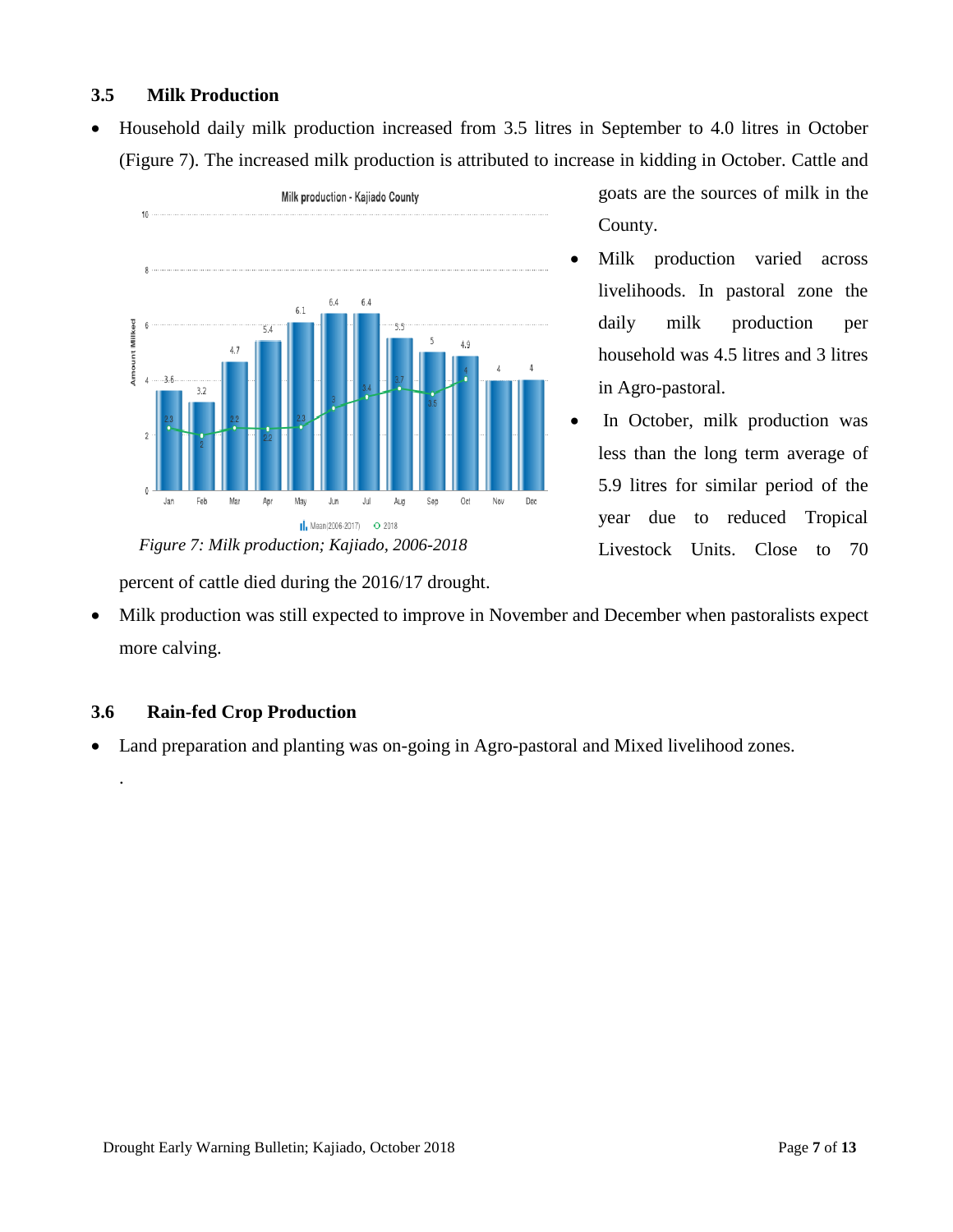### 3.5 Milk Production

- Household daily milk production increased from 3.5 litres in September to 4.0 litres in October (Figure 7). The increased milk production is attributed to increase in kidding in October. Cattle and goats are the sources of milk in the County.
- Milk production varied across livelihoods. In pastoral zone the daily milk production per household was 4.5 litres and 3 litres in Agro-pastoral.
- In October, milk production was less than the long term average of 5.9 litres for similar period of the year due to reduced Tropical Livestock Units. Close to 70 percent of cattle died during the 2016/17 drought.
- Milk production was still expected to improve in November and December when pastoralists expect more calving.

*Figure 7: Milk production; Kajiado, 2006-2018*

### 3.6 Rain-fed Crop Production

- Land preparation and planting was on-going in Agro-pastoral and Mixed livelihood zones.

.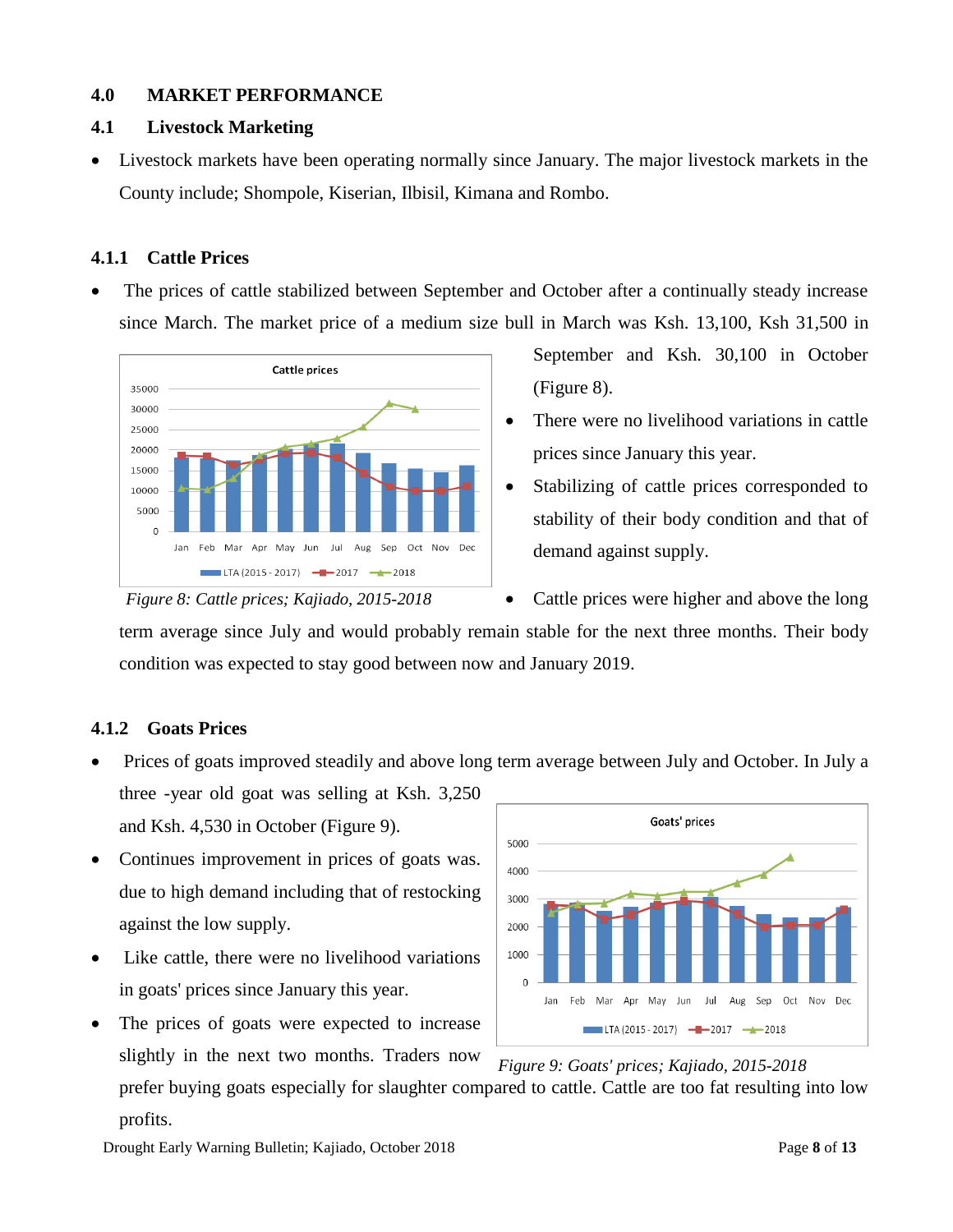# 4.0 MARKET PERFORMANCE

## 4.1 Livestock Marketing

- Livestock markets have been operating normally since January. The major livestock markets in the County include; Shompole, Kiserian, Ilbisil, Kimana and Rombo.

### 4.1.1 Cattle Prices

- The prices of cattle stabilized between September and October after a continually steady increase since March. The market price of a medium size bull in March was Ksh. 13,100, Ksh 31,500 in September and Ksh. 30,100 in October (Figure 8).
- There were no livelihood variations in cattle prices since January this year.
- Stabilizing of cattle prices corresponded to stability of their body condition and that of demand against supply.
- Cattle prices were higher and above the long term average since July and would probably remain stable for the next three months. Their body condition was expected to stay good between now and January 2019.

*Figure 8: Cattle prices; Kajiado, 2015-2018*

### 4.1.2 Goats Prices

- Prices of goats improved steadily and above long term average between July and October. In July a three -year old goat was selling at Ksh. 3,250 and Ksh. 4,530 in October (Figure 9).
- Continues improvement in prices of goats was. due to high demand including that of restocking against the low supply.
- Like cattle, there were no livelihood variations in goats' prices since January this year.
- The prices of goats were expected to increase slightly in the next two months. Traders now prefer buying goats especially for slaughter compared to cattle. Cattle are too fat resulting into low profits.

*Figure 9: Goats' prices; Kajiado, 2015-2018*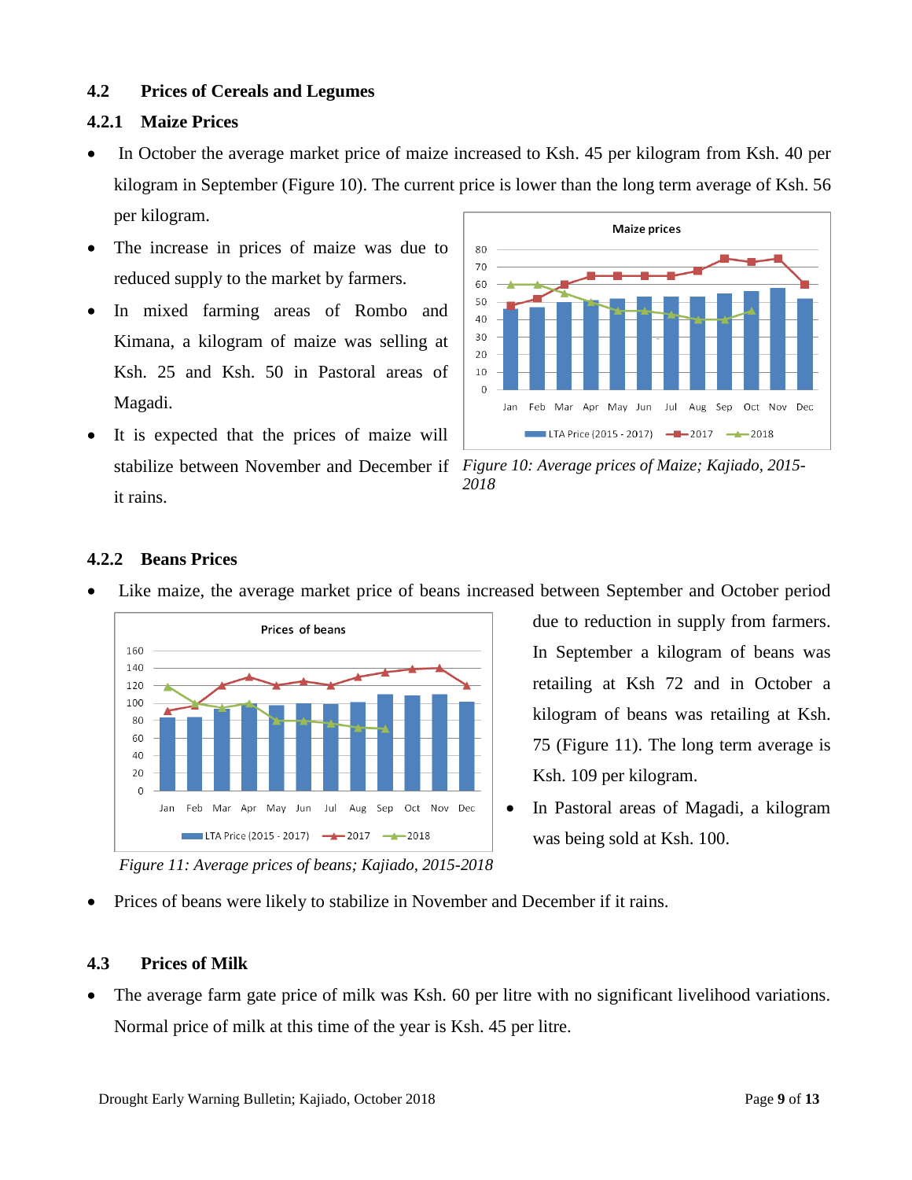### 4.2 Prices of Cereals and Legumes

#### 4.2.1 Maize Prices

- In October the average market price of maize increased to Ksh. 45 per kilogram from Ksh. 40 per kilogram in September (Figure 10). The current price is lower than the long term average of Ksh. 56 per kilogram.
- The increase in prices of maize was due to reduced supply to the market by farmers.
- In mixed farming areas of Rombo and Kimana, a kilogram of maize was selling at Ksh. 25 and Ksh. 50 in Pastoral areas of Magadi.
- It is expected that the prices of maize will stabilize between November and December if it rains.

*Figure 10: Average prices of Maize; Kajiado, 2015-2018*

#### 4.2.2 Beans Prices

- Like maize, the average market price of beans increased between September and October period due to reduction in supply from farmers. In September a kilogram of beans was retailing at Ksh 72 and in October a kilogram of beans was retailing at Ksh. 75 (Figure 11). The long term average is Ksh. 109 per kilogram.
- In Pastoral areas of Magadi, a kilogram was being sold at Ksh. 100.

*Figure 11: Average prices of beans; Kajiado, 2015-2018*

- Prices of beans were likely to stabilize in November and December if it rains.

### 4.3 Prices of Milk

- The average farm gate price of milk was Ksh. 60 per litre with no significant livelihood variations. Normal price of milk at this time of the year is Ksh. 45 per litre.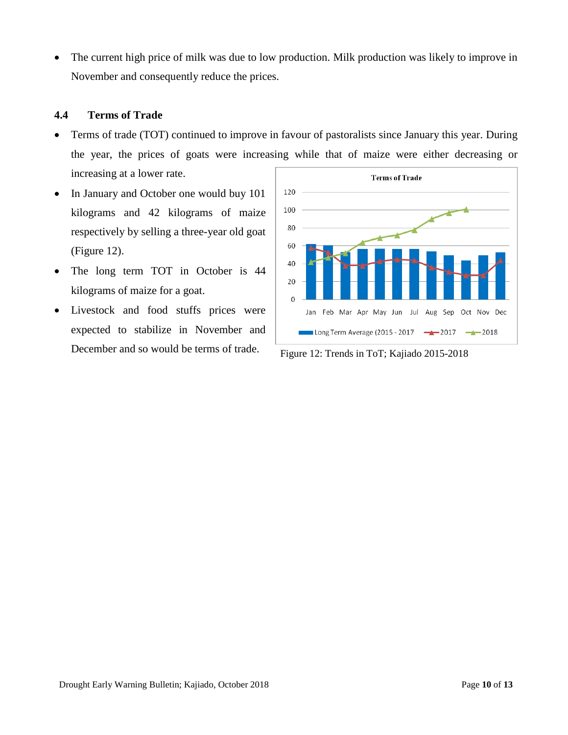- The current high price of milk was due to low production. Milk production was likely to improve in November and consequently reduce the prices.

### 4.4 Terms of Trade

- Terms of trade (TOT) continued to improve in favour of pastoralists since January this year. During the year, the prices of goats were increasing while that of maize were either decreasing or increasing at a lower rate.
- In January and October one would buy 101 kilograms and 42 kilograms of maize respectively by selling a three-year old goat (Figure 12).
- The long term TOT in October is 44 kilograms of maize for a goat.
- Livestock and food stuffs prices were expected to stabilize in November and December and so would be terms of trade.

Figure 12: Trends in ToT; Kajiado 2015-2018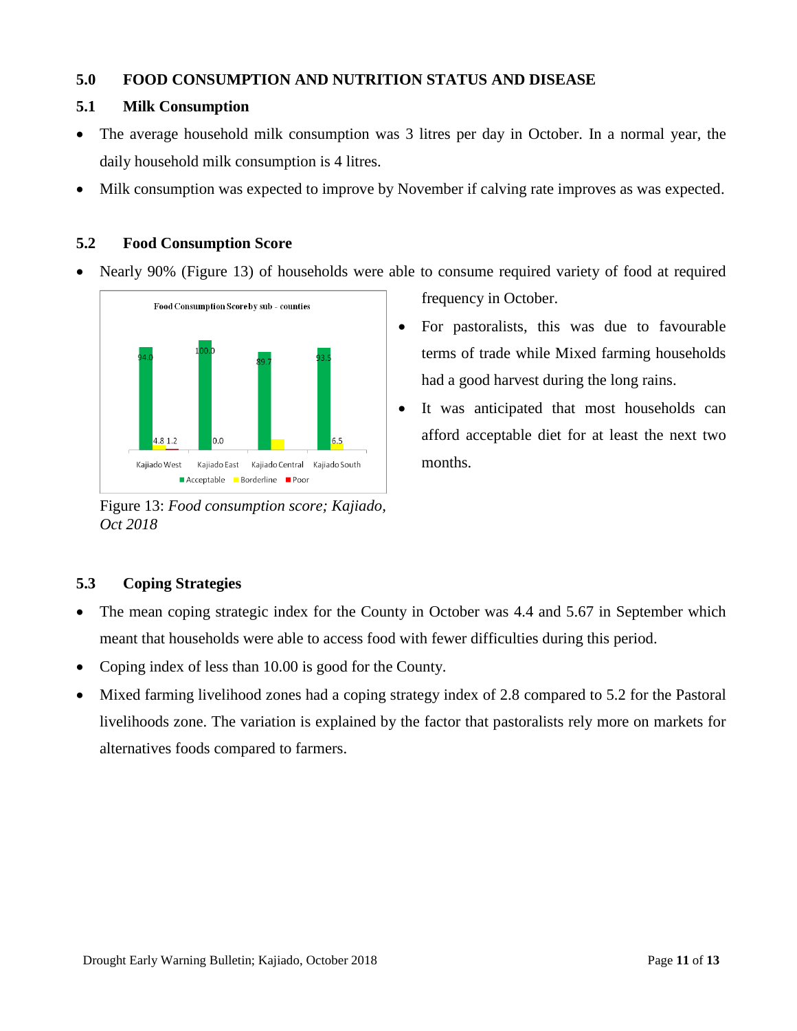## 5.0 FOOD CONSUMPTION AND NUTRITION STATUS AND DISEASE

### 5.1 Milk Consumption

- The average household milk consumption was 3 litres per day in October. In a normal year, the daily household milk consumption is 4 litres.
- Milk consumption was expected to improve by November if calving rate improves as was expected.

### 5.2 Food Consumption Score

- Nearly 90% (Figure 13) of households were able to consume required variety of food at required frequency in October.
- For pastoralists, this was due to favourable terms of trade while Mixed farming households had a good harvest during the long rains.
- It was anticipated that most households can afford acceptable diet for at least the next two months.

Figure 13: *Food consumption score; Kajiado, Oct 2018*

### 5.3 Coping Strategies

- The mean coping strategic index for the County in October was 4.4 and 5.67 in September which meant that households were able to access food with fewer difficulties during this period.
- Coping index of less than 10.00 is good for the County.
- Mixed farming livelihood zones had a coping strategy index of 2.8 compared to 5.2 for the Pastoral livelihoods zone. The variation is explained by the factor that pastoralists rely more on markets for alternatives foods compared to farmers.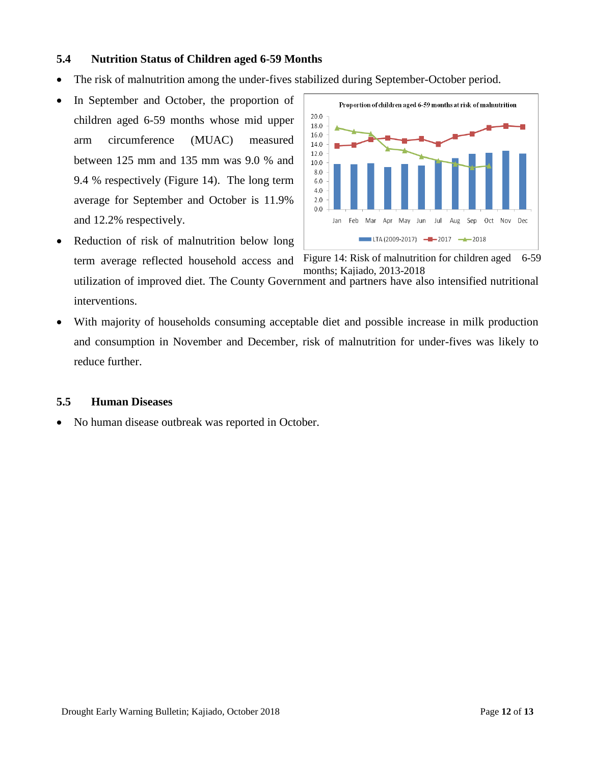### 5.4 Nutrition Status of Children aged 6-59 Months

- The risk of malnutrition among the under-fives stabilized during September-October period.
- In September and October, the proportion of children aged 6-59 months whose mid upper arm circumference (MUAC) measured between 125 mm and 135 mm was 9.0 % and 9.4 % respectively (Figure 14). The long term average for September and October is 11.9% and 12.2% respectively.
- Reduction of risk of malnutrition below long term average reflected household access and utilization of improved diet. The County Government and partners have also intensified nutritional interventions.
- With majority of households consuming acceptable diet and possible increase in milk production and consumption in November and December, risk of malnutrition for under-fives was likely to reduce further.

Figure 14: Risk of malnutrition for children aged 6-59 months; Kajiado, 2013-2018

### 5.5 Human Diseases

- No human disease outbreak was reported in October.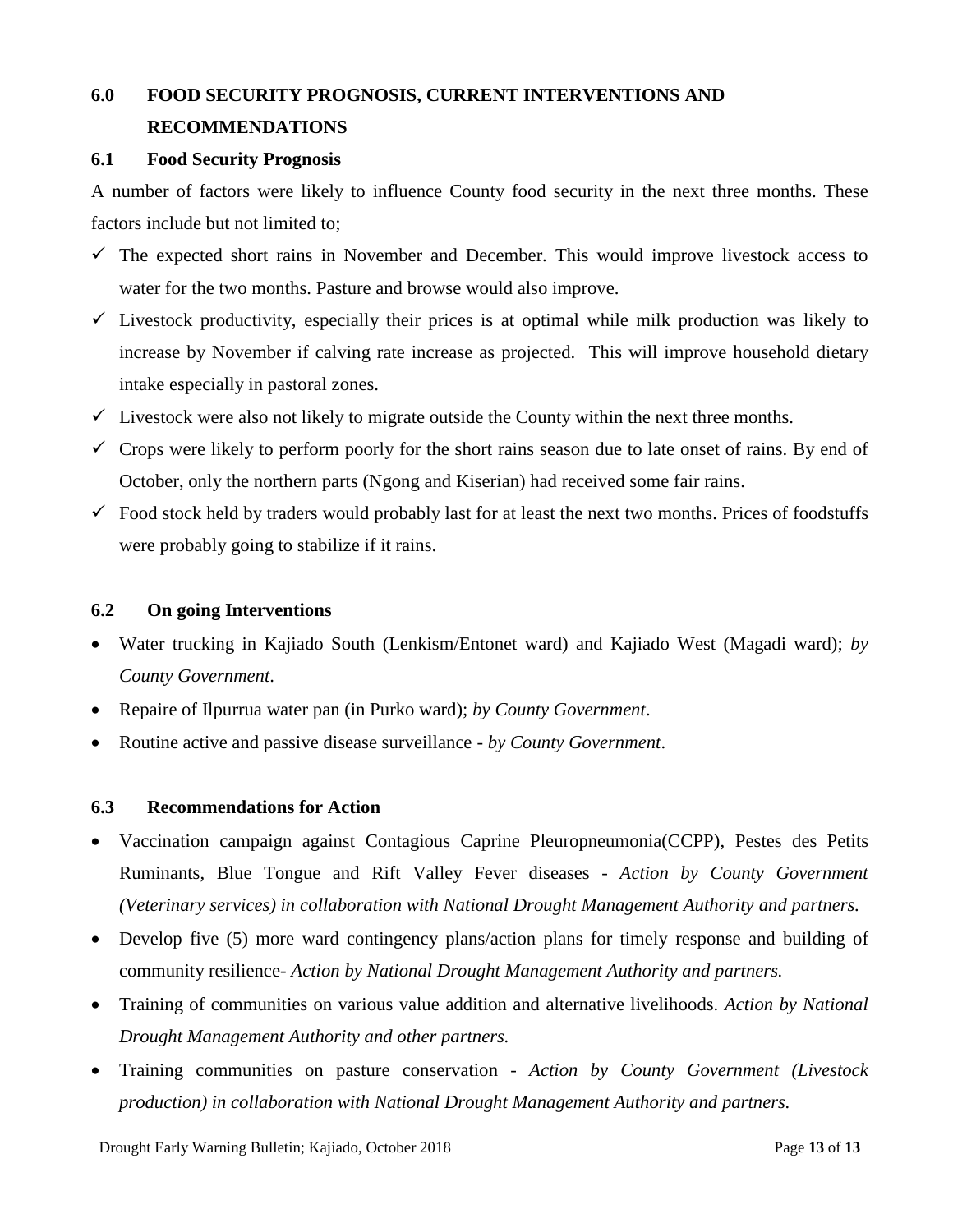## 6.0 FOOD SECURITY PROGNOSIS, CURRENT INTERVENTIONS AND RECOMMENDATIONS

### 6.1 Food Security Prognosis

A number of factors were likely to influence County food security in the next three months. These factors include but not limited to;

- ✓ The expected short rains in November and December. This would improve livestock access to water for the two months. Pasture and browse would also improve.
- ✓ Livestock productivity, especially their prices is at optimal while milk production was likely to increase by November if calving rate increase as projected. This will improve household dietary intake especially in pastoral zones.
- ✓ Livestock were also not likely to migrate outside the County within the next three months.
- ✓ Crops were likely to perform poorly for the short rains season due to late onset of rains. By end of October, only the northern parts (Ngong and Kiserian) had received some fair rains.
- ✓ Food stock held by traders would probably last for at least the next two months. Prices of foodstuffs were probably going to stabilize if it rains.

### 6.2 On going Interventions

- Water trucking in Kajiado South (Lenkism/Entonet ward) and Kajiado West (Magadi ward); *by County Government*.
- Repaire of Ilpurrua water pan (in Purko ward); *by County Government*.
- Routine active and passive disease surveillance - *by County Government*.

### 6.3 Recommendations for Action

- Vaccination campaign against Contagious Caprine Pleuropneumonia(CCPP), Pestes des Petits Ruminants, Blue Tongue and Rift Valley Fever diseases - *Action by County Government (Veterinary services) in collaboration with National Drought Management Authority and partners.*
- Develop five (5) more ward contingency plans/action plans for timely response and building of community resilience- *Action by National Drought Management Authority and partners.*
- Training of communities on various value addition and alternative livelihoods. *Action by National Drought Management Authority and other partners.*
- Training communities on pasture conservation - *Action by County Government (Livestock production) in collaboration with National Drought Management Authority and partners.*